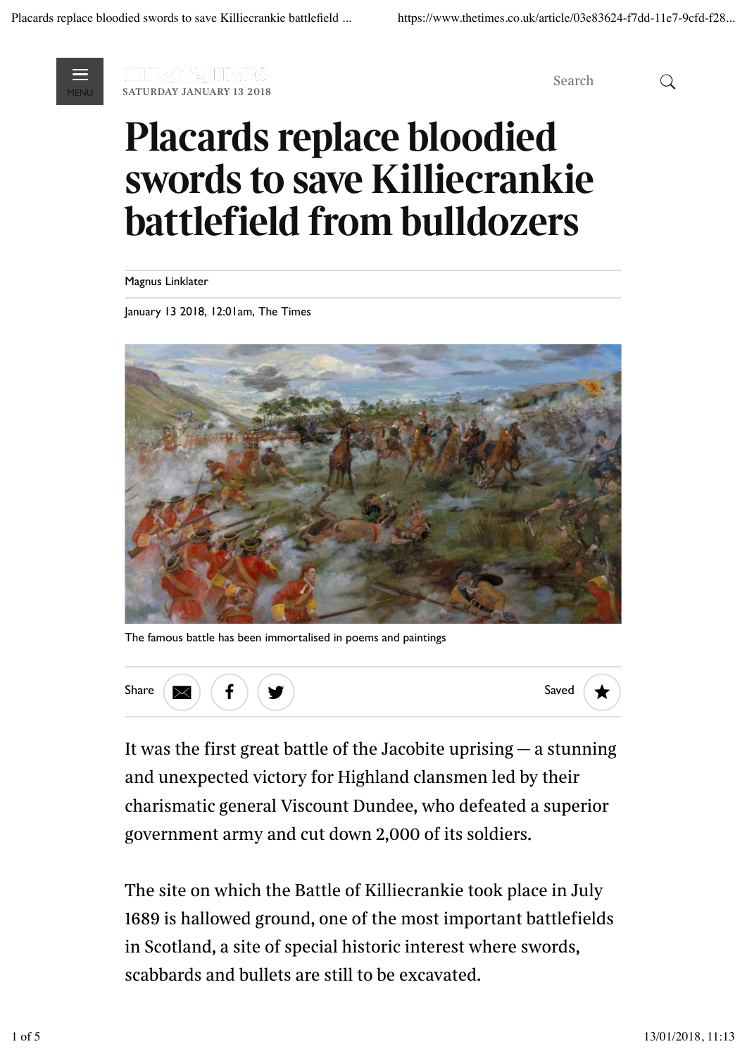# Placards replace bloodied swords to save Killiecrankie battlefield from bulldozers

Magnus Linklater

January 13 2018, 12:01am, The Times

The famous battle has been immortalised in poems and paintings

It was the first great battle of the Jacobite uprising — a stunning and unexpected victory for Highland clansmen led by their charismatic general Viscount Dundee, who defeated a superior government army and cut down 2,000 of its soldiers.

The site on which the Battle of Killiecrankie took place in July 1689 is hallowed ground, one of the most important battlefields in Scotland, a site of special historic interest where swords, scabbards and bullets are still to be excavated.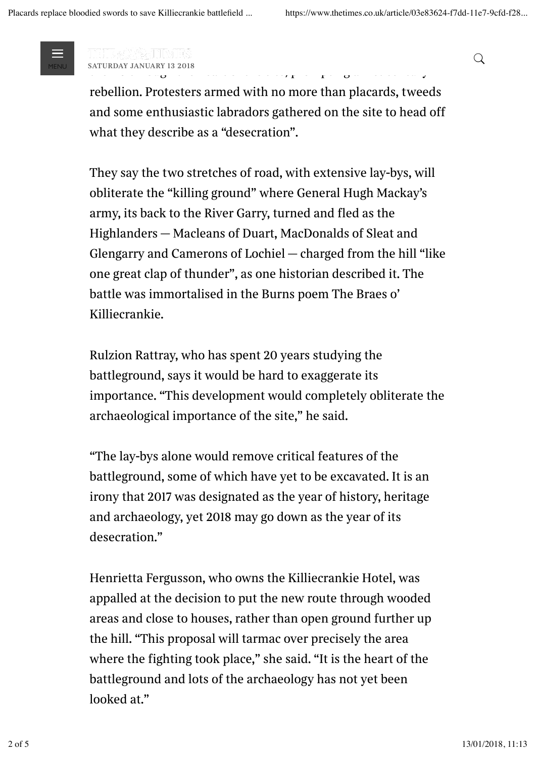rebellion. Protesters armed with no more than placards, tweeds and some enthusiastic labradors gathered on the site to head off what they describe as a "desecration".

They say the two stretches of road, with extensive lay-bys, will obliterate the "killing ground" where General Hugh Mackay's army, its back to the River Garry, turned and fled as the Highlanders — Macleans of Duart, MacDonalds of Sleat and Glengarry and Camerons of Lochiel — charged from the hill "like one great clap of thunder", as one historian described it. The battle was immortalised in the Burns poem The Braes o' Killiecrankie.

Rulzion Rattray, who has spent 20 years studying the battleground, says it would be hard to exaggerate its importance. "This development would completely obliterate the archaeological importance of the site," he said.

"The lay-bys alone would remove critical features of the battleground, some of which have yet to be excavated. It is an irony that 2017 was designated as the year of history, heritage and archaeology, yet 2018 may go down as the year of its desecration."

Henrietta Fergusson, who owns the Killiecrankie Hotel, was appalled at the decision to put the new route through wooded areas and close to houses, rather than open ground further up the hill. "This proposal will tarmac over precisely the area where the fighting took place," she said. "It is the heart of the battleground and lots of the archaeology has not yet been looked at."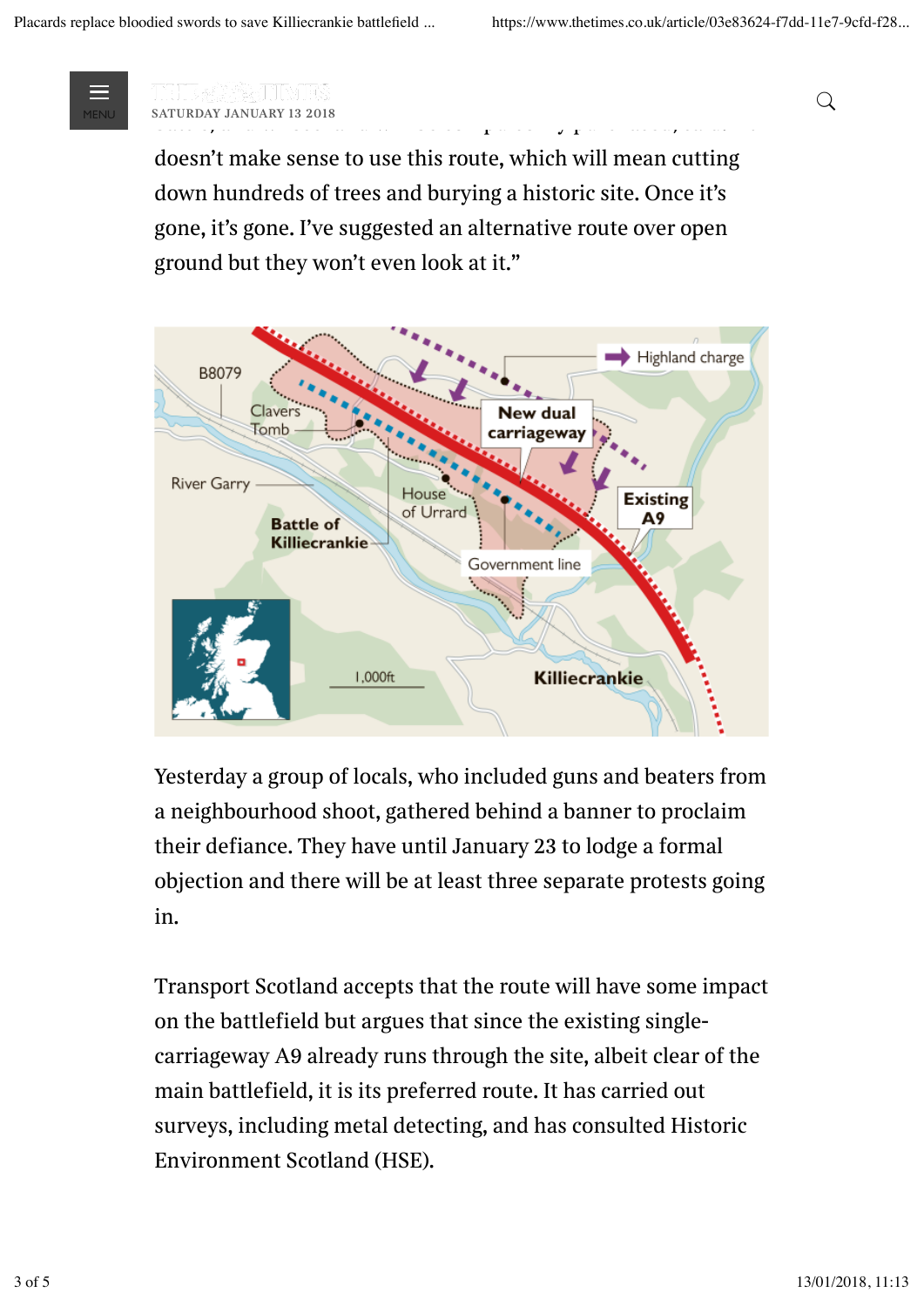doesn't make sense to use this route, which will mean cutting down hundreds of trees and burying a historic site. Once it's gone, it's gone. I've suggested an alternative route over open ground but they won't even look at it."

Yesterday a group of locals, who included guns and beaters from a neighbourhood shoot, gathered behind a banner to proclaim their defiance. They have until January 23 to lodge a formal objection and there will be at least three separate protests going in.

Transport Scotland accepts that the route will have some impact on the battlefield but argues that since the existing single-carriageway A9 already runs through the site, albeit clear of the main battlefield, it is its preferred route. It has carried out surveys, including metal detecting, and has consulted Historic Environment Scotland (HSE).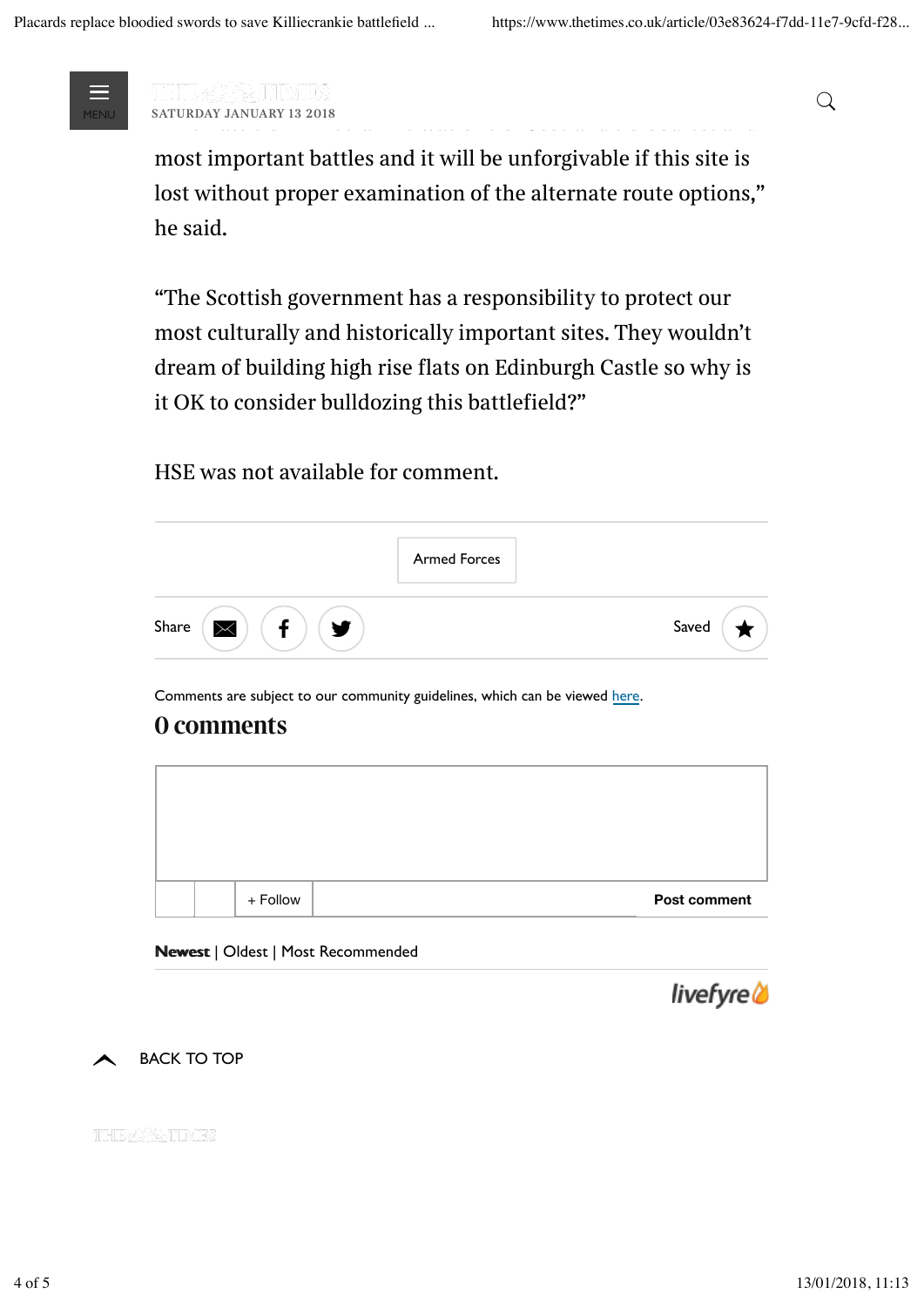most important battles and it will be unforgivable if this site is lost without proper examination of the alternate route options," he said.

"The Scottish government has a responsibility to protect our most culturally and historically important sites. They wouldn't dream of building high rise flats on Edinburgh Castle so why is it OK to consider bulldozing this battlefield?"

HSE was not available for comment.

Armed Forces

Share

Saved

Comments are subject to our community guidelines, which can be viewed here.

## 0 comments

+ Follow

Post comment

**Newest** | Oldest | Most Recommended

livefyre

BACK TO TOP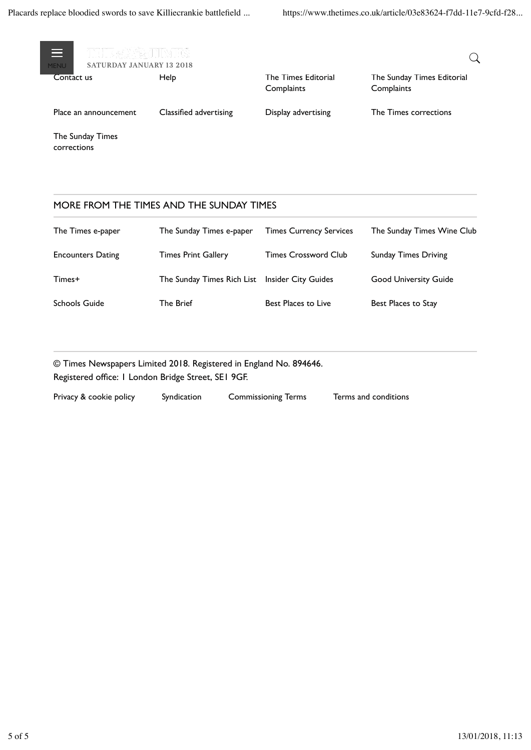SATURDAY JANUARY 13 2018

Contact us | Help | The Times Editorial Complaints | The Sunday Times Editorial Complaints

Place an announcement | Classified advertising | Display advertising | The Times corrections

The Sunday Times corrections

## MORE FROM THE TIMES AND THE SUNDAY TIMES

The Times e-paper | The Sunday Times e-paper | Times Currency Services | The Sunday Times Wine Club

Encounters Dating | Times Print Gallery | Times Crossword Club | Sunday Times Driving

Times+ | The Sunday Times Rich List | Insider City Guides | Good University Guide

Schools Guide | The Brief | Best Places to Live | Best Places to Stay

© Times Newspapers Limited 2018. Registered in England No. 894646.
Registered office: 1 London Bridge Street, SE1 9GF.

Privacy & cookie policy | Syndication | Commissioning Terms | Terms and conditions